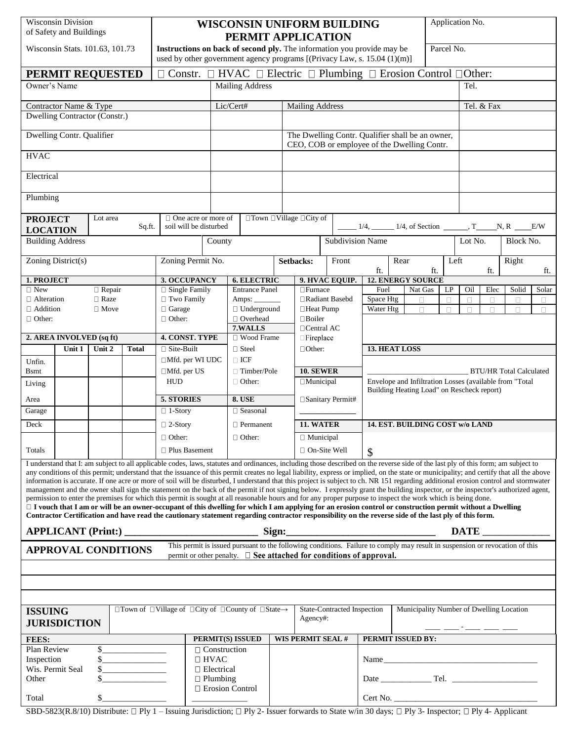| Wisconsin Division of Safety and Buildings | **WISCONSIN UNIFORM BUILDING PERMIT APPLICATION** | Application No. |
|---|---|---|
| Wisconsin Stats. 101.63, 101.73 | **Instructions on back of second ply.** The information you provide may be used by other government agency programs [(Privacy Law, s. 15.04 (1)(m)] | Parcel No. |

**PERMIT REQUESTED** ☐ Constr. ☐ HVAC ☐ Electric ☐ Plumbing ☐ Erosion Control ☐Other:

| Owner's Name | Mailing Address | | Tel. |
|---|---|---|---|
| | | | |

| Contractor Name & Type | Lic/Cert# | Mailing Address | Tel. & Fax |
|---|---|---|---|
| Dwelling Contractor (Constr.) | | | |
| Dwelling Contr. Qualifier | | The Dwelling Contr. Qualifier shall be an owner, CEO, COB or employee of the Dwelling Contr. | |
| HVAC | | | |
| Electrical | | | |
| Plumbing | | | |

| **PROJECT LOCATION** | Lot area Sq.ft. | ☐ One acre or more of soil will be disturbed | ☐Town ☐Village ☐City of | _____ 1/4, ______ 1/4, of Section ______, T_____N, R ____E/W |
|---|---|---|---|---|

| Building Address | County | Subdivision Name | Lot No. | Block No. |
|---|---|---|---|---|
| | | | | |

| Zoning District(s) | Zoning Permit No. | Setbacks: | Front ft. | Rear ft. | Left ft. | Right ft. |
|---|---|---|---|---|---|---|

**1. PROJECT**
- ☐ New ☐ Repair
- ☐ Alteration ☐ Raze
- ☐ Addition ☐ Move
- ☐ Other:

**2. AREA INVOLVED (sq ft)**

| | Unit 1 | Unit 2 | Total |
|---|---|---|---|
| Unfin. Bsmt | | | |
| Living Area | | | |
| Garage | | | |
| Deck | | | |
| Totals | | | |

**3. OCCUPANCY**
- ☐ Single Family
- ☐ Two Family
- ☐ Garage
- ☐ Other:

**4. CONST. TYPE**
- ☐ Site-Built
- ☐Mfd. per WI UDC
- ☐Mfd. per US HUD

**5. STORIES**
- ☐ 1-Story
- ☐ 2-Story
- ☐ Other:
- ☐ Plus Basement

**6. ELECTRIC**
- Entrance Panel Amps: _______
- ☐ Underground
- ☐ Overhead

**7.WALLS**
- ☐ Wood Frame
- ☐ Steel
- ☐ ICF
- ☐ Timber/Pole
- ☐ Other:

**8. USE**
- ☐ Seasonal
- ☐ Permanent
- ☐ Other:

**9. HVAC EQUIP.**
- ☐Furnace
- ☐Radiant Basebd
- ☐Heat Pump
- ☐Boiler
- ☐Central AC
- ☐Fireplace
- ☐Other:

**10. SEWER**
- ☐Municipal
- ☐Sanitary Permit# ______________

**11. WATER**
- ☐ Municipal
- ☐ On-Site Well

**12. ENERGY SOURCE**

| Fuel | Nat Gas | LP | Oil | Elec | Solid | Solar |
|---|---|---|---|---|---|---|
| Space Htg | ☐ | ☐ | ☐ | ☐ | ☐ | ☐ |
| Water Htg | ☐ | ☐ | ☐ | ☐ | ☐ | ☐ |

**13. HEAT LOSS**

__________________________ BTU/HR Total Calculated

Envelope and Infiltration Losses (available from "Total Building Heating Load" on Rescheck report)

**14. EST. BUILDING COST w/o LAND**

$

I understand that I: am subject to all applicable codes, laws, statutes and ordinances, including those described on the reverse side of the last ply of this form; am subject to any conditions of this permit; understand that the issuance of this permit creates no legal liability, express or implied, on the state or municipality; and certify that all the above information is accurate. If one acre or more of soil will be disturbed, I understand that this project is subject to ch. NR 151 regarding additional erosion control and stormwater management and the owner shall sign the statement on the back of the permit if not signing below. I expressly grant the building inspector, or the inspector's authorized agent, permission to enter the premises for which this permit is sought at all reasonable hours and for any proper purpose to inspect the work which is being done.

☐ **I vouch that I am or will be an owner-occupant of this dwelling for which I am applying for an erosion control or construction permit without a Dwelling Contractor Certification and have read the cautionary statement regarding contractor responsibility on the reverse side of the last ply of this form.**

**APPLICANT (Print:) _________________________ Sign:_____________________________ DATE _____________**

**APPROVAL CONDITIONS** This permit is issued pursuant to the following conditions. Failure to comply may result in suspension or revocation of this permit or other penalty. ☐ **See attached for conditions of approval.**

**ISSUING JURISDICTION** ☐Town of ☐Village of ☐City of ☐County of ☐State→ | State-Contracted Inspection Agency#: | Municipality Number of Dwelling Location ___ ___ - ___ ___ ___

| **FEES:** | **PERMIT(S) ISSUED** | **WIS PERMIT SEAL #** | **PERMIT ISSUED BY:** |
|---|---|---|---|
| Plan Review $______________ | ☐ Construction | | |
| Inspection $______________ | ☐ HVAC | | Name____________________________________ |
| Wis. Permit Seal $______________ | ☐ Electrical | | |
| Other $______________ | ☐ Plumbing | | Date ____________ Tel. ____________________ |
| | ☐ Erosion Control | | |
| Total $______________ | _____________ | | Cert No. _________________________________ |

SBD-5823(R.8/10) Distribute: ☐ Ply 1 – Issuing Jurisdiction; ☐ Ply 2- Issuer forwards to State w/in 30 days; ☐ Ply 3- Inspector; ☐ Ply 4- Applicant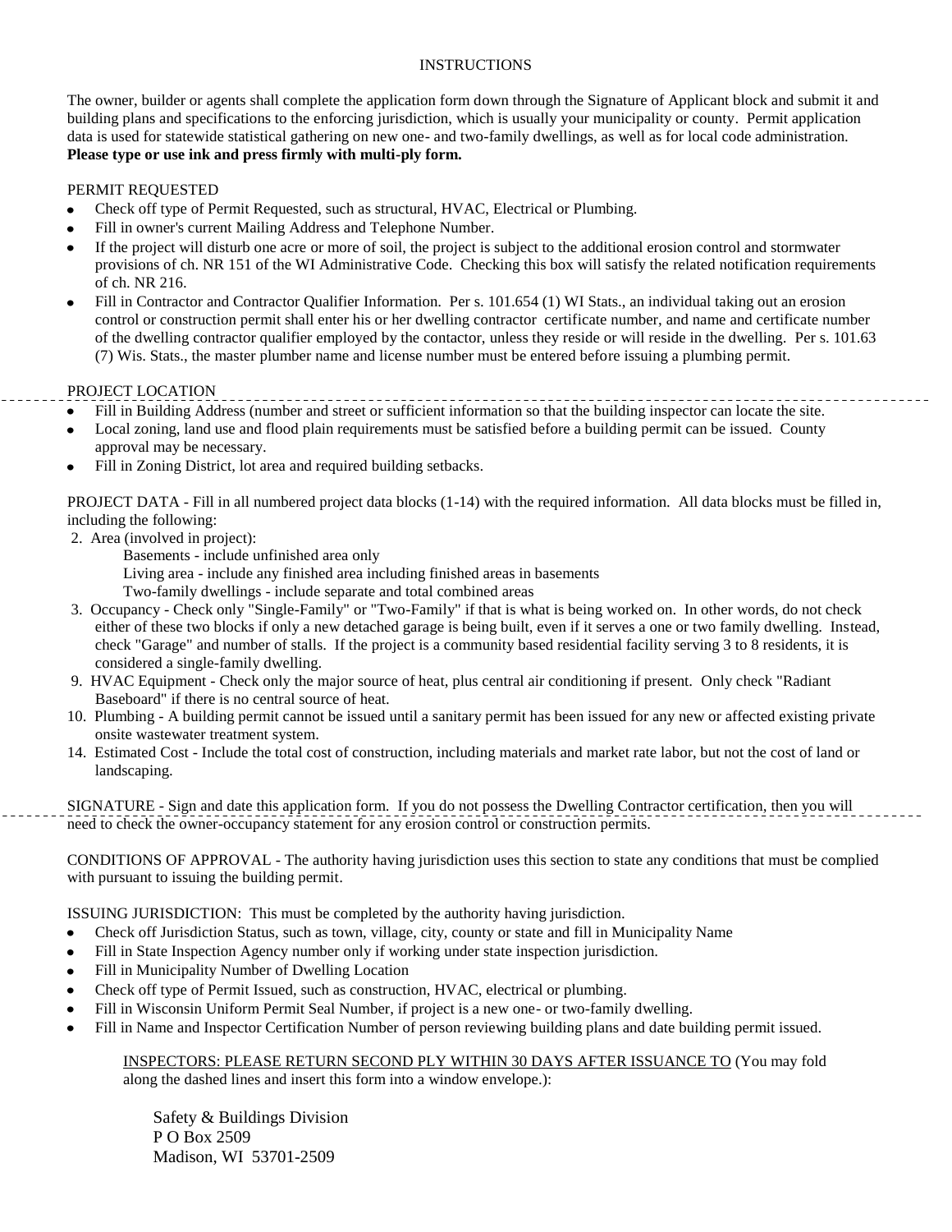# INSTRUCTIONS

The owner, builder or agents shall complete the application form down through the Signature of Applicant block and submit it and building plans and specifications to the enforcing jurisdiction, which is usually your municipality or county. Permit application data is used for statewide statistical gathering on new one- and two-family dwellings, as well as for local code administration. **Please type or use ink and press firmly with multi-ply form.**

PERMIT REQUESTED

- Check off type of Permit Requested, such as structural, HVAC, Electrical or Plumbing.
- Fill in owner's current Mailing Address and Telephone Number.
- If the project will disturb one acre or more of soil, the project is subject to the additional erosion control and stormwater provisions of ch. NR 151 of the WI Administrative Code. Checking this box will satisfy the related notification requirements of ch. NR 216.
- Fill in Contractor and Contractor Qualifier Information. Per s. 101.654 (1) WI Stats., an individual taking out an erosion control or construction permit shall enter his or her dwelling contractor certificate number, and name and certificate number of the dwelling contractor qualifier employed by the contactor, unless they reside or will reside in the dwelling. Per s. 101.63 (7) Wis. Stats., the master plumber name and license number must be entered before issuing a plumbing permit.

PROJECT LOCATION

- Fill in Building Address (number and street or sufficient information so that the building inspector can locate the site.
- Local zoning, land use and flood plain requirements must be satisfied before a building permit can be issued. County approval may be necessary.
- Fill in Zoning District, lot area and required building setbacks.

PROJECT DATA - Fill in all numbered project data blocks (1-14) with the required information. All data blocks must be filled in, including the following:

2. Area (involved in project):
   - Basements - include unfinished area only
   - Living area - include any finished area including finished areas in basements
   - Two-family dwellings - include separate and total combined areas
3. Occupancy - Check only "Single-Family" or "Two-Family" if that is what is being worked on. In other words, do not check either of these two blocks if only a new detached garage is being built, even if it serves a one or two family dwelling. Instead, check "Garage" and number of stalls. If the project is a community based residential facility serving 3 to 8 residents, it is considered a single-family dwelling.
9. HVAC Equipment - Check only the major source of heat, plus central air conditioning if present. Only check "Radiant Baseboard" if there is no central source of heat.
10. Plumbing - A building permit cannot be issued until a sanitary permit has been issued for any new or affected existing private onsite wastewater treatment system.
14. Estimated Cost - Include the total cost of construction, including materials and market rate labor, but not the cost of land or landscaping.

SIGNATURE - Sign and date this application form. If you do not possess the Dwelling Contractor certification, then you will need to check the owner-occupancy statement for any erosion control or construction permits.

CONDITIONS OF APPROVAL - The authority having jurisdiction uses this section to state any conditions that must be complied with pursuant to issuing the building permit.

ISSUING JURISDICTION: This must be completed by the authority having jurisdiction.

- Check off Jurisdiction Status, such as town, village, city, county or state and fill in Municipality Name
- Fill in State Inspection Agency number only if working under state inspection jurisdiction.
- Fill in Municipality Number of Dwelling Location
- Check off type of Permit Issued, such as construction, HVAC, electrical or plumbing.
- Fill in Wisconsin Uniform Permit Seal Number, if project is a new one- or two-family dwelling.
- Fill in Name and Inspector Certification Number of person reviewing building plans and date building permit issued.

INSPECTORS: PLEASE RETURN SECOND PLY WITHIN 30 DAYS AFTER ISSUANCE TO (You may fold along the dashed lines and insert this form into a window envelope.):

Safety & Buildings Division  
P O Box 2509  
Madison, WI 53701-2509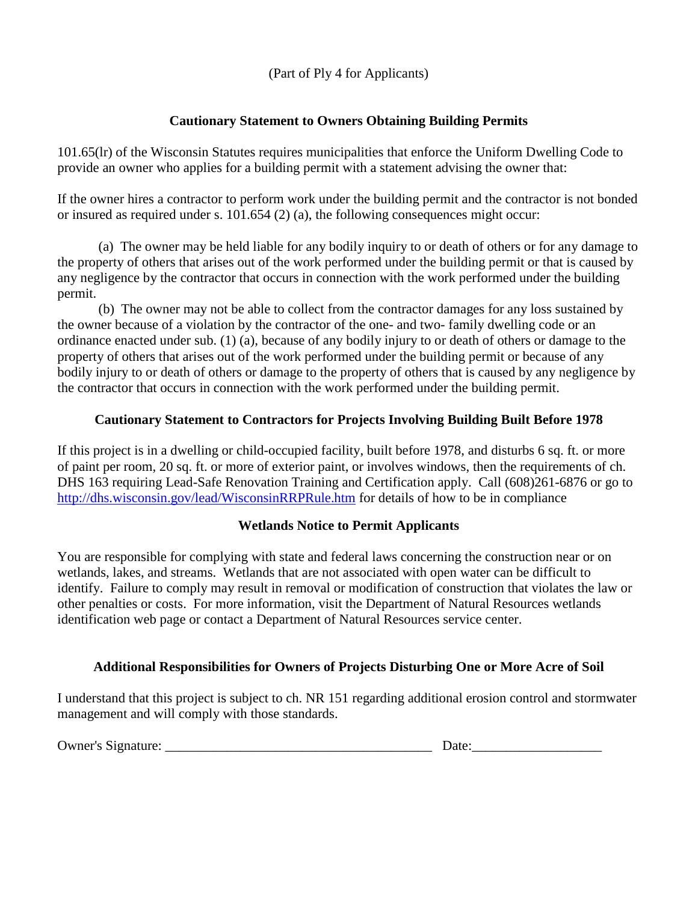(Part of Ply 4 for Applicants)

## Cautionary Statement to Owners Obtaining Building Permits

101.65(lr) of the Wisconsin Statutes requires municipalities that enforce the Uniform Dwelling Code to provide an owner who applies for a building permit with a statement advising the owner that:

If the owner hires a contractor to perform work under the building permit and the contractor is not bonded or insured as required under s. 101.654 (2) (a), the following consequences might occur:

(a) The owner may be held liable for any bodily inquiry to or death of others or for any damage to the property of others that arises out of the work performed under the building permit or that is caused by any negligence by the contractor that occurs in connection with the work performed under the building permit.

(b) The owner may not be able to collect from the contractor damages for any loss sustained by the owner because of a violation by the contractor of the one- and two- family dwelling code or an ordinance enacted under sub. (1) (a), because of any bodily injury to or death of others or damage to the property of others that arises out of the work performed under the building permit or because of any bodily injury to or death of others or damage to the property of others that is caused by any negligence by the contractor that occurs in connection with the work performed under the building permit.

## Cautionary Statement to Contractors for Projects Involving Building Built Before 1978

If this project is in a dwelling or child-occupied facility, built before 1978, and disturbs 6 sq. ft. or more of paint per room, 20 sq. ft. or more of exterior paint, or involves windows, then the requirements of ch. DHS 163 requiring Lead-Safe Renovation Training and Certification apply. Call (608)261-6876 or go to http://dhs.wisconsin.gov/lead/WisconsinRRPRule.htm for details of how to be in compliance

## Wetlands Notice to Permit Applicants

You are responsible for complying with state and federal laws concerning the construction near or on wetlands, lakes, and streams. Wetlands that are not associated with open water can be difficult to identify. Failure to comply may result in removal or modification of construction that violates the law or other penalties or costs. For more information, visit the Department of Natural Resources wetlands identification web page or contact a Department of Natural Resources service center.

## Additional Responsibilities for Owners of Projects Disturbing One or More Acre of Soil

I understand that this project is subject to ch. NR 151 regarding additional erosion control and stormwater management and will comply with those standards.

Owner's Signature: ________________________________________ Date:___________________